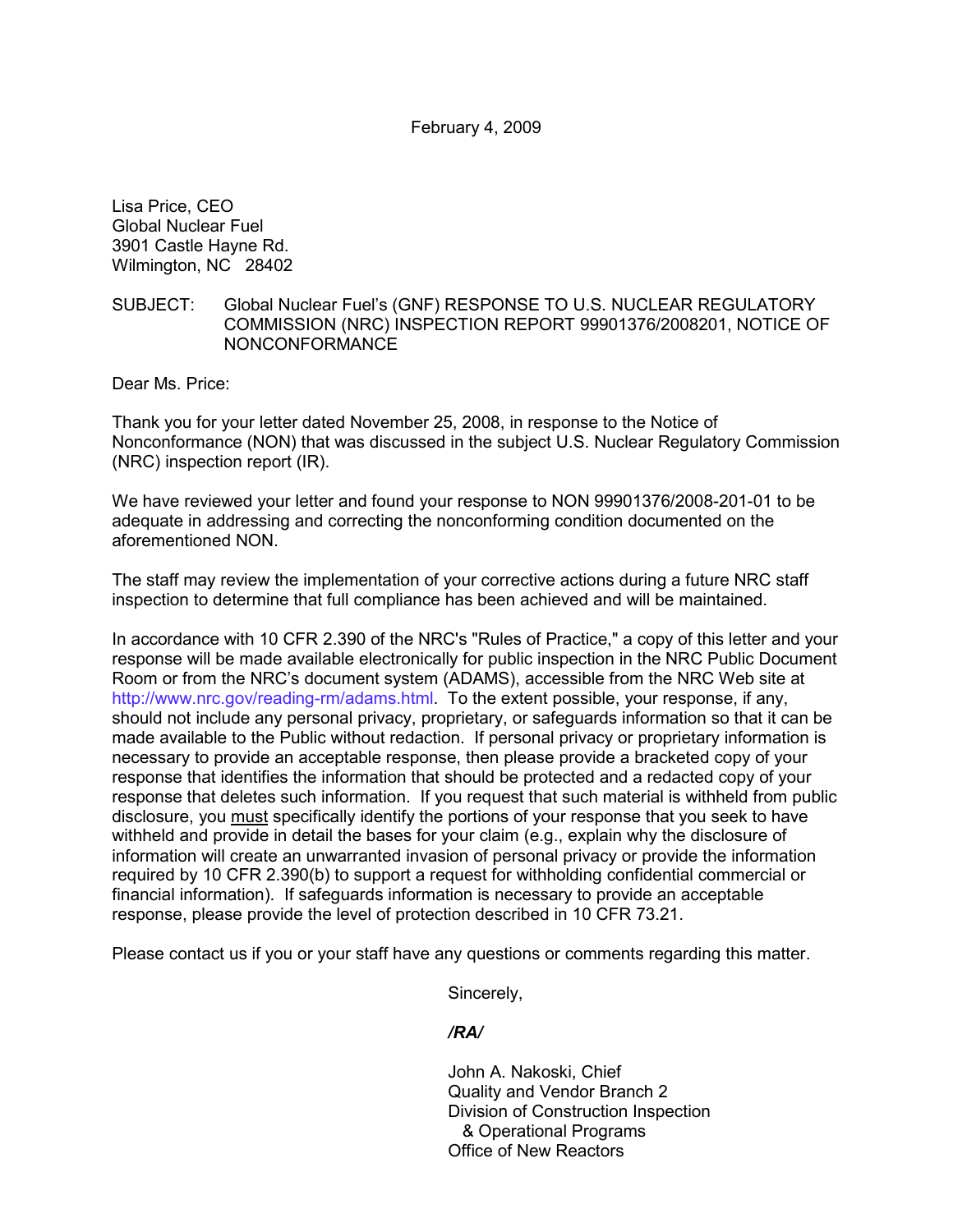February 4, 2009

Lisa Price, CEO
Global Nuclear Fuel
3901 Castle Hayne Rd.
Wilmington, NC 28402

SUBJECT: Global Nuclear Fuel's (GNF) RESPONSE TO U.S. NUCLEAR REGULATORY COMMISSION (NRC) INSPECTION REPORT 99901376/2008201, NOTICE OF NONCONFORMANCE

Dear Ms. Price:

Thank you for your letter dated November 25, 2008, in response to the Notice of Nonconformance (NON) that was discussed in the subject U.S. Nuclear Regulatory Commission (NRC) inspection report (IR).

We have reviewed your letter and found your response to NON 99901376/2008-201-01 to be adequate in addressing and correcting the nonconforming condition documented on the aforementioned NON.

The staff may review the implementation of your corrective actions during a future NRC staff inspection to determine that full compliance has been achieved and will be maintained.

In accordance with 10 CFR 2.390 of the NRC's "Rules of Practice," a copy of this letter and your response will be made available electronically for public inspection in the NRC Public Document Room or from the NRC's document system (ADAMS), accessible from the NRC Web site at http://www.nrc.gov/reading-rm/adams.html. To the extent possible, your response, if any, should not include any personal privacy, proprietary, or safeguards information so that it can be made available to the Public without redaction. If personal privacy or proprietary information is necessary to provide an acceptable response, then please provide a bracketed copy of your response that identifies the information that should be protected and a redacted copy of your response that deletes such information. If you request that such material is withheld from public disclosure, you <u>must</u> specifically identify the portions of your response that you seek to have withheld and provide in detail the bases for your claim (e.g., explain why the disclosure of information will create an unwarranted invasion of personal privacy or provide the information required by 10 CFR 2.390(b) to support a request for withholding confidential commercial or financial information). If safeguards information is necessary to provide an acceptable response, please provide the level of protection described in 10 CFR 73.21.

Please contact us if you or your staff have any questions or comments regarding this matter.

Sincerely,

***/RA/***

John A. Nakoski, Chief
Quality and Vendor Branch 2
Division of Construction Inspection
& Operational Programs
Office of New Reactors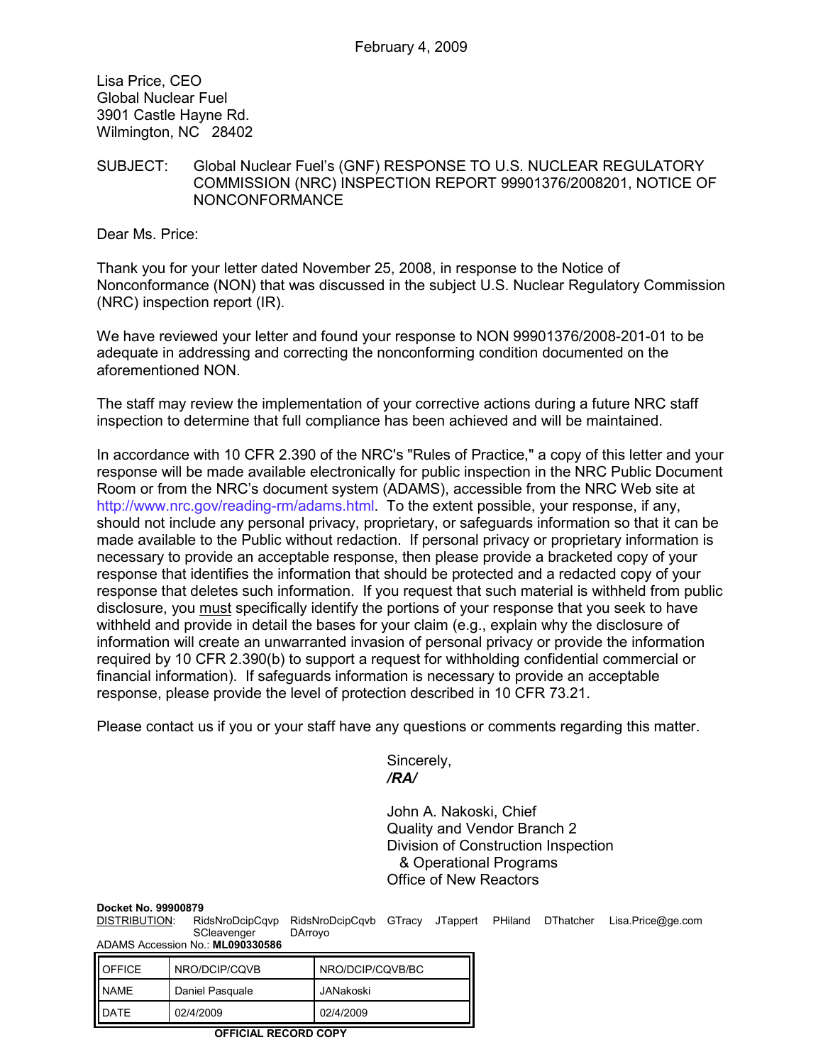February 4, 2009

Lisa Price, CEO
Global Nuclear Fuel
3901 Castle Hayne Rd.
Wilmington, NC 28402

SUBJECT: Global Nuclear Fuel's (GNF) RESPONSE TO U.S. NUCLEAR REGULATORY COMMISSION (NRC) INSPECTION REPORT 99901376/2008201, NOTICE OF NONCONFORMANCE

Dear Ms. Price:

Thank you for your letter dated November 25, 2008, in response to the Notice of Nonconformance (NON) that was discussed in the subject U.S. Nuclear Regulatory Commission (NRC) inspection report (IR).

We have reviewed your letter and found your response to NON 99901376/2008-201-01 to be adequate in addressing and correcting the nonconforming condition documented on the aforementioned NON.

The staff may review the implementation of your corrective actions during a future NRC staff inspection to determine that full compliance has been achieved and will be maintained.

In accordance with 10 CFR 2.390 of the NRC's "Rules of Practice," a copy of this letter and your response will be made available electronically for public inspection in the NRC Public Document Room or from the NRC's document system (ADAMS), accessible from the NRC Web site at http://www.nrc.gov/reading-rm/adams.html. To the extent possible, your response, if any, should not include any personal privacy, proprietary, or safeguards information so that it can be made available to the Public without redaction. If personal privacy or proprietary information is necessary to provide an acceptable response, then please provide a bracketed copy of your response that identifies the information that should be protected and a redacted copy of your response that deletes such information. If you request that such material is withheld from public disclosure, you must specifically identify the portions of your response that you seek to have withheld and provide in detail the bases for your claim (e.g., explain why the disclosure of information will create an unwarranted invasion of personal privacy or provide the information required by 10 CFR 2.390(b) to support a request for withholding confidential commercial or financial information). If safeguards information is necessary to provide an acceptable response, please provide the level of protection described in 10 CFR 73.21.

Please contact us if you or your staff have any questions or comments regarding this matter.

Sincerely,
***/RA/***

John A. Nakoski, Chief
Quality and Vendor Branch 2
Division of Construction Inspection
& Operational Programs
Office of New Reactors

**Docket No. 99900879**
DISTRIBUTION: RidsNroDcipCqvp RidsNroDcipCqvb GTracy JTappert PHiland DThatcher Lisa.Price@ge.com SCleavenger DArroyo
ADAMS Accession No.: **ML090330586**

| | | |
|---|---|---|
| OFFICE | NRO/DCIP/CQVB | NRO/DCIP/CQVB/BC |
| NAME | Daniel Pasquale | JANakoski |
| DATE | 02/4/2009 | 02/4/2009 |

**OFFICIAL RECORD COPY**